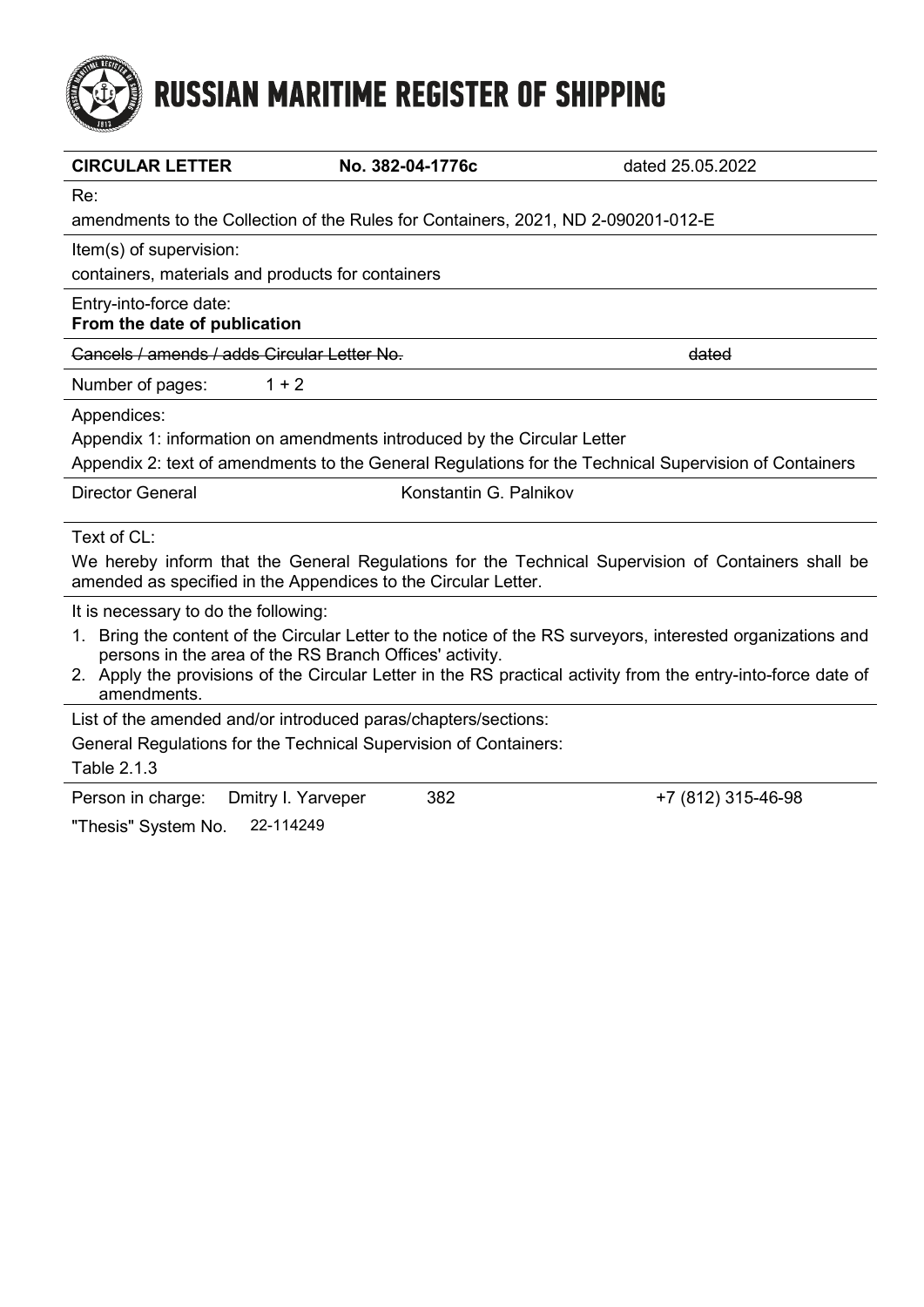# RUSSIAN MARITIME REGISTER OF SHIPPING

| **CIRCULAR LETTER** | **No. 382-04-1776c** | dated 25.05.2022 |
|---|---|---|

Re:

amendments to the Collection of the Rules for Containers, 2021, ND 2-090201-012-E

Item(s) of supervision:

containers, materials and products for containers

Entry-into-force date:

**From the date of publication**

~~Cancels / amends / adds Circular Letter No.~~ ~~dated~~

Number of pages: 1 + 2

Appendices:

Appendix 1: information on amendments introduced by the Circular Letter

Appendix 2: text of amendments to the General Regulations for the Technical Supervision of Containers

Director General Konstantin G. Palnikov

Text of CL:

We hereby inform that the General Regulations for the Technical Supervision of Containers shall be amended as specified in the Appendices to the Circular Letter.

It is necessary to do the following:

1. Bring the content of the Circular Letter to the notice of the RS surveyors, interested organizations and persons in the area of the RS Branch Offices' activity.
2. Apply the provisions of the Circular Letter in the RS practical activity from the entry-into-force date of amendments.

List of the amended and/or introduced paras/chapters/sections:

General Regulations for the Technical Supervision of Containers:

Table 2.1.3

| Person in charge: | Dmitry I. Yarveper | 382 | +7 (812) 315-46-98 |
|---|---|---|---|

"Thesis" System No. 22-114249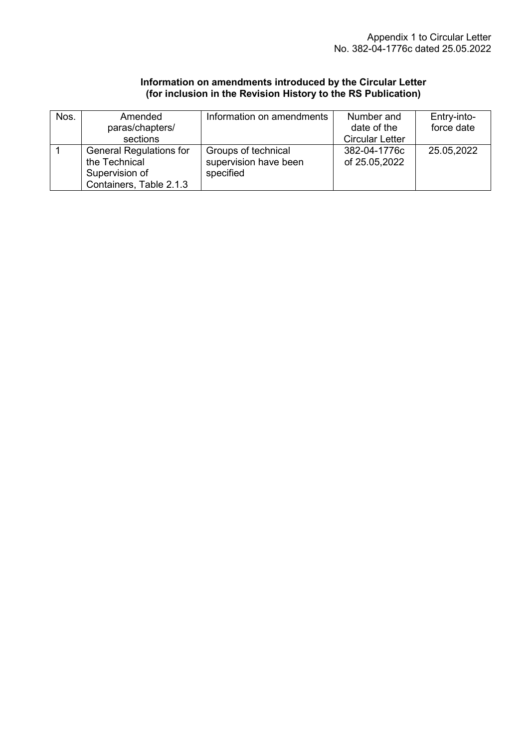Appendix 1 to Circular Letter
No. 382-04-1776c dated 25.05.2022

**Information on amendments introduced by the Circular Letter**
**(for inclusion in the Revision History to the RS Publication)**

| Nos. | Amended paras/chapters/ sections | Information on amendments | Number and date of the Circular Letter | Entry-into-force date |
|---|---|---|---|---|
| 1 | General Regulations for the Technical Supervision of Containers, Table 2.1.3 | Groups of technical supervision have been specified | 382-04-1776c of 25.05,2022 | 25.05,2022 |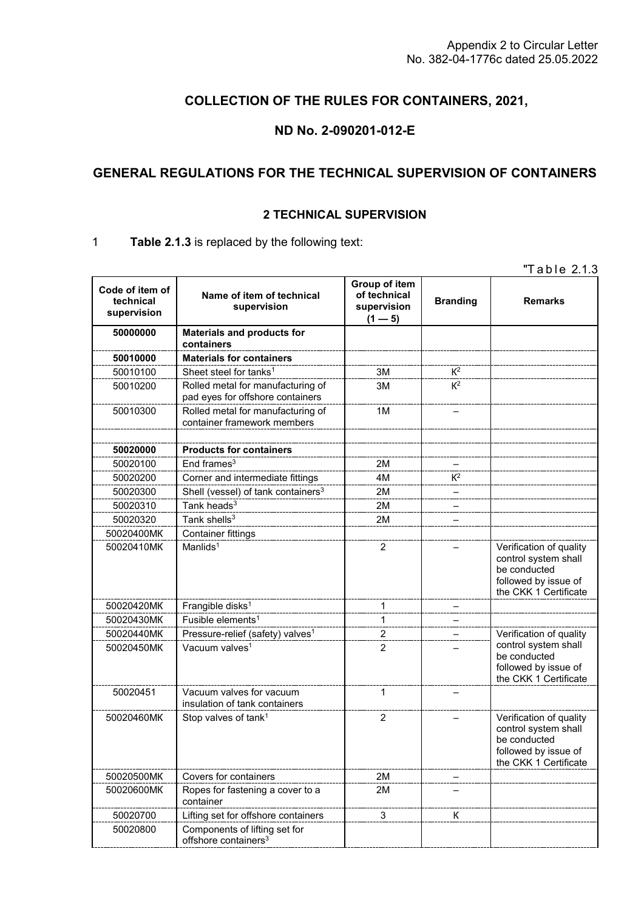Appendix 2 to Circular Letter No. 382-04-1776c dated 25.05.2022

# COLLECTION OF THE RULES FOR CONTAINERS, 2021,

# ND No. 2-090201-012-E

## GENERAL REGULATIONS FOR THE TECHNICAL SUPERVISION OF CONTAINERS

### 2 TECHNICAL SUPERVISION

1 **Table 2.1.3** is replaced by the following text:

"Table 2.1.3

| Code of item of technical supervision | Name of item of technical supervision | Group of item of technical supervision (1 — 5) | Branding | Remarks |
|---|---|---|---|---|
| **50000000** | **Materials and products for containers** | | | |
| **50010000** | **Materials for containers** | | | |
| 50010100 | Sheet steel for tanks[1] | 3M | K[2] | |
| 50010200 | Rolled metal for manufacturing of pad eyes for offshore containers | 3M | K[2] | |
| 50010300 | Rolled metal for manufacturing of container framework members | 1M | – | |
| | | | | |
| **50020000** | **Products for containers** | | | |
| 50020100 | End frames[3] | 2M | – | |
| 50020200 | Corner and intermediate fittings | 4M | K[2] | |
| 50020300 | Shell (vessel) of tank containers[3] | 2M | – | |
| 50020310 | Tank heads[3] | 2M | – | |
| 50020320 | Tank shells[3] | 2M | – | |
| 50020400MK | Container fittings | | | |
| 50020410MK | Manlids[1] | 2 | – | Verification of quality control system shall be conducted followed by issue of the CKK 1 Certificate |
| 50020420MK | Frangible disks[1] | 1 | – | |
| 50020430MK | Fusible elements[1] | 1 | – | |
| 50020440MK | Pressure-relief (safety) valves[1] | 2 | – | Verification of quality control system shall be conducted followed by issue of the CKK 1 Certificate |
| 50020450MK | Vacuum valves[1] | 2 | – | |
| 50020451 | Vacuum valves for vacuum insulation of tank containers | 1 | – | |
| 50020460MK | Stop valves of tank[1] | 2 | – | Verification of quality control system shall be conducted followed by issue of the CKK 1 Certificate |
| 50020500MK | Covers for containers | 2M | – | |
| 50020600MK | Ropes for fastening a cover to a container | 2M | – | |
| 50020700 | Lifting set for offshore containers | 3 | K | |
| 50020800 | Components of lifting set for offshore containers[3] | | | |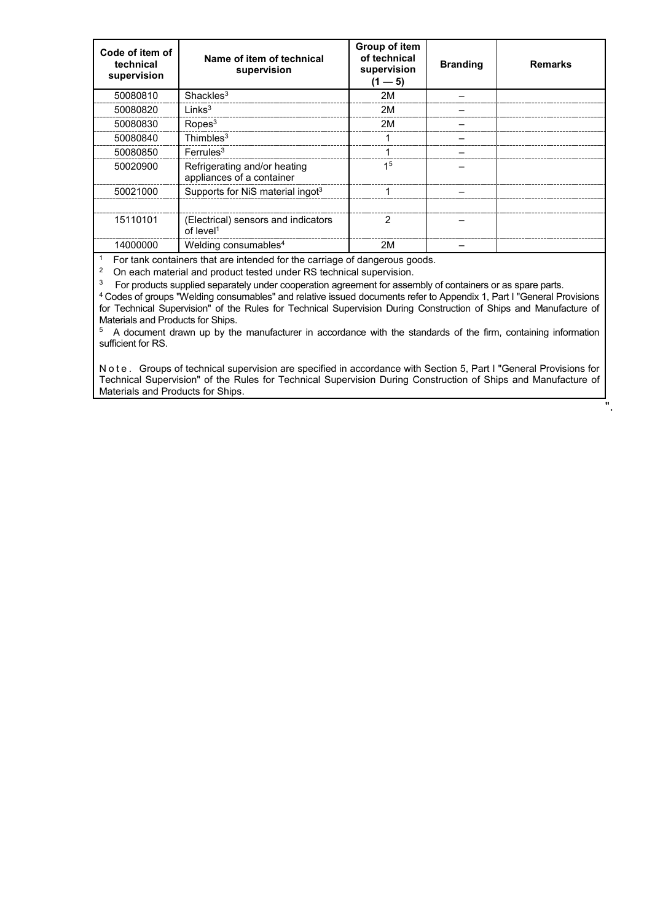| Code of item of technical supervision | Name of item of technical supervision | Group of item of technical supervision (1 — 5) | Branding | Remarks |
|---|---|---|---|---|
| 50080810 | Shackles[3] | 2M | – | |
| 50080820 | Links[3] | 2M | – | |
| 50080830 | Ropes[3] | 2M | – | |
| 50080840 | Thimbles[3] | 1 | – | |
| 50080850 | Ferrules[3] | 1 | – | |
| 50020900 | Refrigerating and/or heating appliances of a container | 1[5] | – | |
| 50021000 | Supports for NiS material ingot[3] | 1 | – | |
| | | | | |
| 15110101 | (Electrical) sensors and indicators of level[1] | 2 | – | |
| 14000000 | Welding consumables[4] | 2M | – | |

[1] For tank containers that are intended for the carriage of dangerous goods.

[2] On each material and product tested under RS technical supervision.

[3] For products supplied separately under cooperation agreement for assembly of containers or as spare parts.

[4] Codes of groups "Welding consumables" and relative issued documents refer to Appendix 1, Part I "General Provisions for Technical Supervision" of the Rules for Technical Supervision During Construction of Ships and Manufacture of Materials and Products for Ships.

[5] A document drawn up by the manufacturer in accordance with the standards of the firm, containing information sufficient for RS.

N o t e . Groups of technical supervision are specified in accordance with Section 5, Part I "General Provisions for Technical Supervision" of the Rules for Technical Supervision During Construction of Ships and Manufacture of Materials and Products for Ships.

".